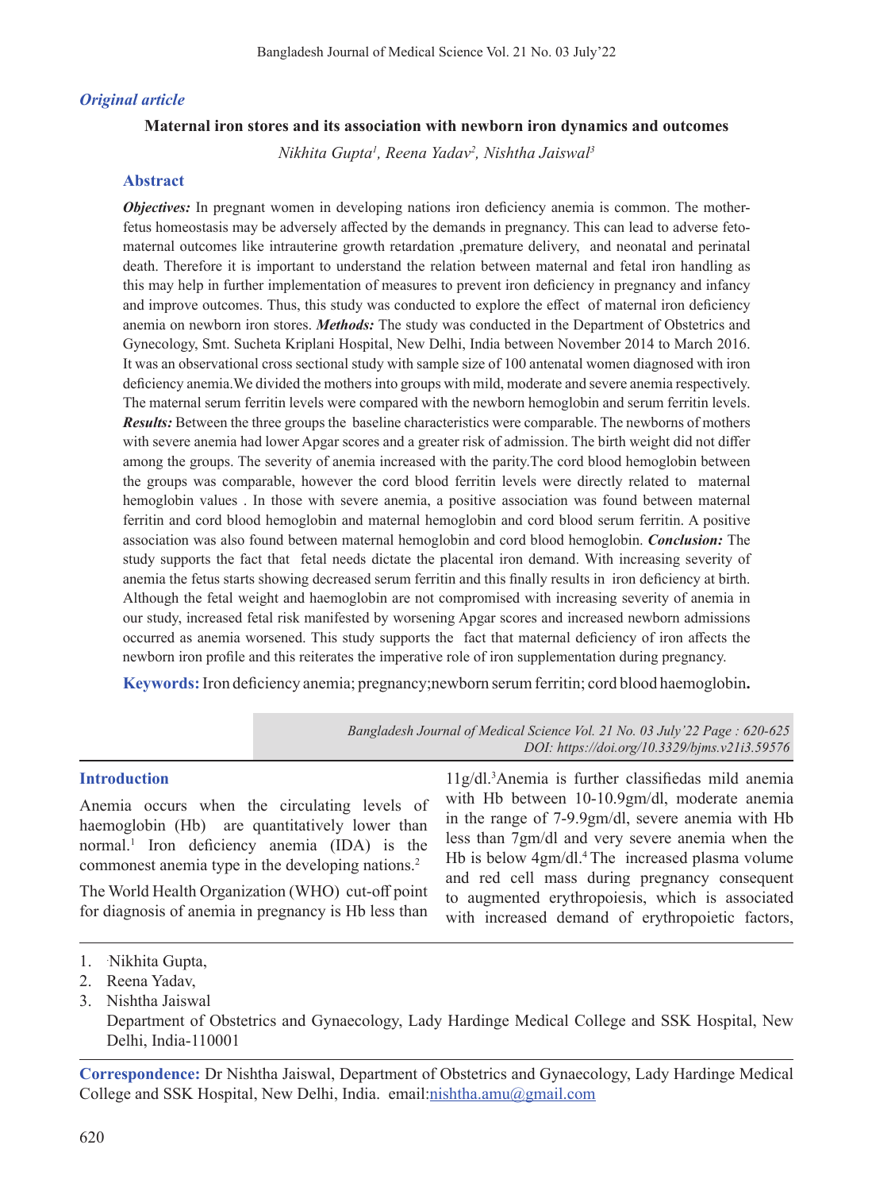*Original article*

# Maternal iron stores and its association with newborn iron dynamics and outcomes

*Nikhita Gupta[1], Reena Yadav[2], Nishtha Jaiswal[3]*

## Abstract

***Objectives:*** In pregnant women in developing nations iron deficiency anemia is common. The mother-fetus homeostasis may be adversely affected by the demands in pregnancy. This can lead to adverse feto-maternal outcomes like intrauterine growth retardation ,premature delivery, and neonatal and perinatal death. Therefore it is important to understand the relation between maternal and fetal iron handling as this may help in further implementation of measures to prevent iron deficiency in pregnancy and infancy and improve outcomes. Thus, this study was conducted to explore the effect of maternal iron deficiency anemia on newborn iron stores. ***Methods:*** The study was conducted in the Department of Obstetrics and Gynecology, Smt. Sucheta Kriplani Hospital, New Delhi, India between November 2014 to March 2016. It was an observational cross sectional study with sample size of 100 antenatal women diagnosed with iron deficiency anemia.We divided the mothers into groups with mild, moderate and severe anemia respectively. The maternal serum ferritin levels were compared with the newborn hemoglobin and serum ferritin levels. ***Results:*** Between the three groups the baseline characteristics were comparable. The newborns of mothers with severe anemia had lower Apgar scores and a greater risk of admission. The birth weight did not differ among the groups. The severity of anemia increased with the parity.The cord blood hemoglobin between the groups was comparable, however the cord blood ferritin levels were directly related to maternal hemoglobin values . In those with severe anemia, a positive association was found between maternal ferritin and cord blood hemoglobin and maternal hemoglobin and cord blood serum ferritin. A positive association was also found between maternal hemoglobin and cord blood hemoglobin. ***Conclusion:*** The study supports the fact that fetal needs dictate the placental iron demand. With increasing severity of anemia the fetus starts showing decreased serum ferritin and this finally results in iron deficiency at birth. Although the fetal weight and haemoglobin are not compromised with increasing severity of anemia in our study, increased fetal risk manifested by worsening Apgar scores and increased newborn admissions occurred as anemia worsened. This study supports the fact that maternal deficiency of iron affects the newborn iron profile and this reiterates the imperative role of iron supplementation during pregnancy.

**Keywords:** Iron deficiency anemia; pregnancy;newborn serum ferritin; cord blood haemoglobin**.**

*DOI: https://doi.org/10.3329/bjms.v21i3.59576*

## Introduction

Anemia occurs when the circulating levels of haemoglobin (Hb) are quantitatively lower than normal.[1] Iron deficiency anemia (IDA) is the commonest anemia type in the developing nations.[2]

The World Health Organization (WHO) cut-off point for diagnosis of anemia in pregnancy is Hb less than 11g/dl.[3]Anemia is further classifiedas mild anemia with Hb between 10-10.9gm/dl, moderate anemia in the range of 7-9.9gm/dl, severe anemia with Hb less than 7gm/dl and very severe anemia when the Hb is below 4gm/dl.[4] The increased plasma volume and red cell mass during pregnancy consequent to augmented erythropoiesis, which is associated with increased demand of erythropoietic factors,

1. Nikhita Gupta,
2. Reena Yadav,
3. Nishtha Jaiswal

   Department of Obstetrics and Gynaecology, Lady Hardinge Medical College and SSK Hospital, New Delhi, India-110001

**Correspondence:** Dr Nishtha Jaiswal, Department of Obstetrics and Gynaecology, Lady Hardinge Medical College and SSK Hospital, New Delhi, India. email:nishtha.amu@gmail.com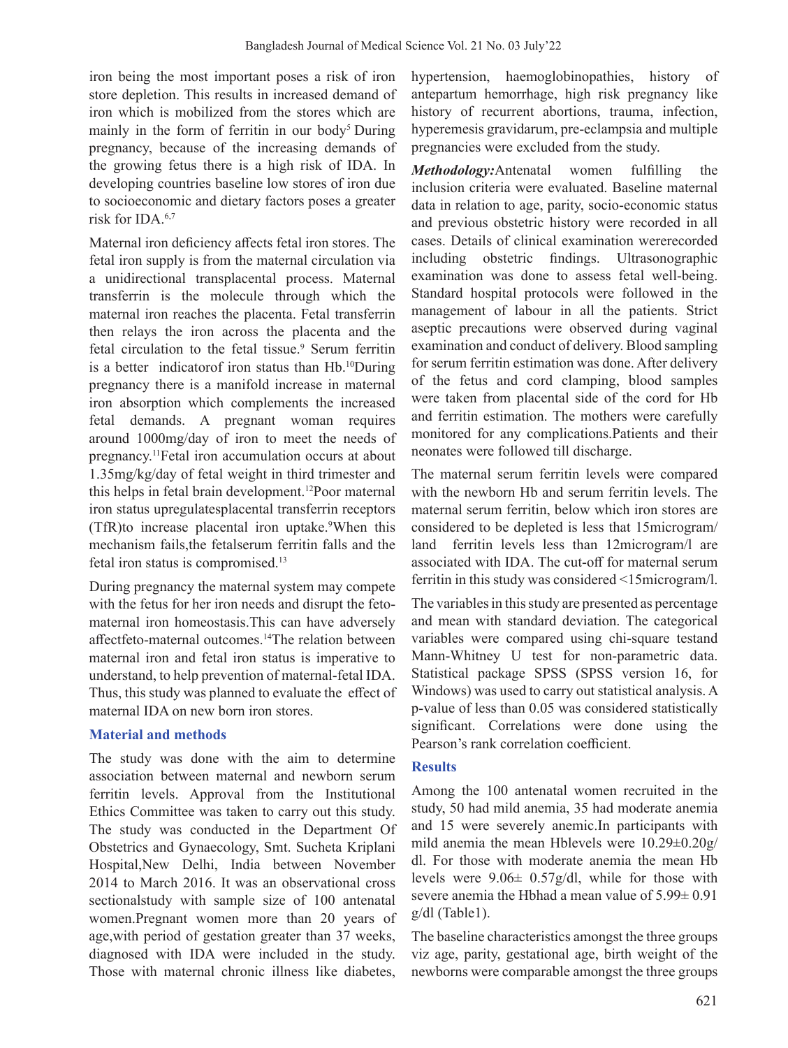iron being the most important poses a risk of iron store depletion. This results in increased demand of iron which is mobilized from the stores which are mainly in the form of ferritin in our body[5] During pregnancy, because of the increasing demands of the growing fetus there is a high risk of IDA. In developing countries baseline low stores of iron due to socioeconomic and dietary factors poses a greater risk for IDA.[6,7]

Maternal iron deficiency affects fetal iron stores. The fetal iron supply is from the maternal circulation via a unidirectional transplacental process. Maternal transferrin is the molecule through which the maternal iron reaches the placenta. Fetal transferrin then relays the iron across the placenta and the fetal circulation to the fetal tissue.[9] Serum ferritin is a better indicatorof iron status than Hb.[10]During pregnancy there is a manifold increase in maternal iron absorption which complements the increased fetal demands. A pregnant woman requires around 1000mg/day of iron to meet the needs of pregnancy.[11]Fetal iron accumulation occurs at about 1.35mg/kg/day of fetal weight in third trimester and this helps in fetal brain development.[12]Poor maternal iron status upregulatesplacental transferrin receptors (TfR)to increase placental iron uptake.[9]When this mechanism fails,the fetalserum ferritin falls and the fetal iron status is compromised.[13]

During pregnancy the maternal system may compete with the fetus for her iron needs and disrupt the feto-maternal iron homeostasis.This can have adversely affectfeto-maternal outcomes.[14]The relation between maternal iron and fetal iron status is imperative to understand, to help prevention of maternal-fetal IDA. Thus, this study was planned to evaluate the effect of maternal IDA on new born iron stores.

## Material and methods

The study was done with the aim to determine association between maternal and newborn serum ferritin levels. Approval from the Institutional Ethics Committee was taken to carry out this study. The study was conducted in the Department Of Obstetrics and Gynaecology, Smt. Sucheta Kriplani Hospital,New Delhi, India between November 2014 to March 2016. It was an observational cross sectionalstudy with sample size of 100 antenatal women.Pregnant women more than 20 years of age,with period of gestation greater than 37 weeks, diagnosed with IDA were included in the study. Those with maternal chronic illness like diabetes, hypertension, haemoglobinopathies, history of antepartum hemorrhage, high risk pregnancy like history of recurrent abortions, trauma, infection, hyperemesis gravidarum, pre-eclampsia and multiple pregnancies were excluded from the study.

***Methodology:***Antenatal women fulfilling the inclusion criteria were evaluated. Baseline maternal data in relation to age, parity, socio-economic status and previous obstetric history were recorded in all cases. Details of clinical examination wererecorded including obstetric findings. Ultrasonographic examination was done to assess fetal well-being. Standard hospital protocols were followed in the management of labour in all the patients. Strict aseptic precautions were observed during vaginal examination and conduct of delivery. Blood sampling for serum ferritin estimation was done. After delivery of the fetus and cord clamping, blood samples were taken from placental side of the cord for Hb and ferritin estimation. The mothers were carefully monitored for any complications.Patients and their neonates were followed till discharge.

The maternal serum ferritin levels were compared with the newborn Hb and serum ferritin levels. The maternal serum ferritin, below which iron stores are considered to be depleted is less that 15microgram/land ferritin levels less than 12microgram/l are associated with IDA. The cut-off for maternal serum ferritin in this study was considered <15microgram/l.

The variables in this study are presented as percentage and mean with standard deviation. The categorical variables were compared using chi-square testand Mann-Whitney U test for non-parametric data. Statistical package SPSS (SPSS version 16, for Windows) was used to carry out statistical analysis. A p-value of less than 0.05 was considered statistically significant. Correlations were done using the Pearson's rank correlation coefficient.

## Results

Among the 100 antenatal women recruited in the study, 50 had mild anemia, 35 had moderate anemia and 15 were severely anemic.In participants with mild anemia the mean Hblevels were 10.29±0.20g/dl. For those with moderate anemia the mean Hb levels were 9.06± 0.57g/dl, while for those with severe anemia the Hbhad a mean value of 5.99± 0.91 g/dl (Table1).

The baseline characteristics amongst the three groups viz age, parity, gestational age, birth weight of the newborns were comparable amongst the three groups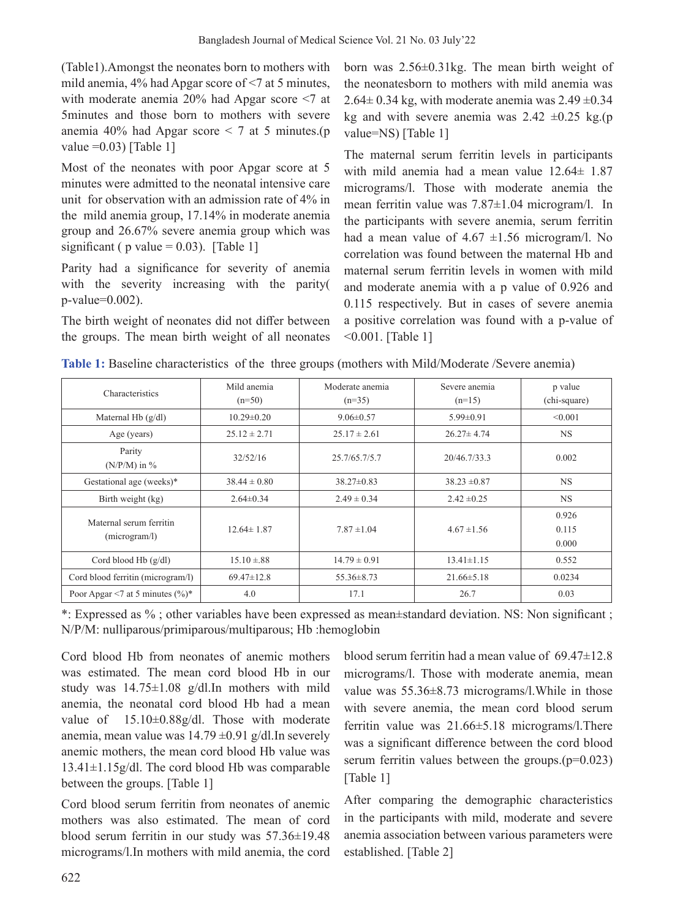(Table1).Amongst the neonates born to mothers with mild anemia, 4% had Apgar score of <7 at 5 minutes, with moderate anemia 20% had Apgar score <7 at 5minutes and those born to mothers with severe anemia 40% had Apgar score < 7 at 5 minutes.(p value =0.03) [Table 1]

Most of the neonates with poor Apgar score at 5 minutes were admitted to the neonatal intensive care unit for observation with an admission rate of 4% in the mild anemia group, 17.14% in moderate anemia group and 26.67% severe anemia group which was significant ( p value = 0.03). [Table 1]

Parity had a significance for severity of anemia with the severity increasing with the parity( p-value=0.002).

The birth weight of neonates did not differ between the groups. The mean birth weight of all neonates born was 2.56±0.31kg. The mean birth weight of the neonatesborn to mothers with mild anemia was 2.64± 0.34 kg, with moderate anemia was 2.49 ±0.34 kg and with severe anemia was 2.42 ±0.25 kg.(p value=NS) [Table 1]

The maternal serum ferritin levels in participants with mild anemia had a mean value 12.64± 1.87 micrograms/l. Those with moderate anemia the mean ferritin value was 7.87±1.04 microgram/l. In the participants with severe anemia, serum ferritin had a mean value of 4.67 ±1.56 microgram/l. No correlation was found between the maternal Hb and maternal serum ferritin levels in women with mild and moderate anemia with a p value of 0.926 and 0.115 respectively. But in cases of severe anemia a positive correlation was found with a p-value of <0.001. [Table 1]

**Table 1:** Baseline characteristics of the three groups (mothers with Mild/Moderate /Severe anemia)

| Characteristics | Mild anemia (n=50) | Moderate anemia (n=35) | Severe anemia (n=15) | p value (chi-square) |
|---|---|---|---|---|
| Maternal Hb (g/dl) | 10.29±0.20 | 9.06±0.57 | 5.99±0.91 | <0.001 |
| Age (years) | 25.12 ± 2.71 | 25.17 ± 2.61 | 26.27± 4.74 | NS |
| Parity (N/P/M) in % | 32/52/16 | 25.7/65.7/5.7 | 20/46.7/33.3 | 0.002 |
| Gestational age (weeks)* | 38.44 ± 0.80 | 38.27±0.83 | 38.23 ±0.87 | NS |
| Birth weight (kg) | 2.64±0.34 | 2.49 ± 0.34 | 2.42 ±0.25 | NS |
| Maternal serum ferritin (microgram/l) | 12.64± 1.87 | 7.87 ±1.04 | 4.67 ±1.56 | 0.926<br>0.115<br>0.000 |
| Cord blood Hb (g/dl) | 15.10 ±.88 | 14.79 ± 0.91 | 13.41±1.15 | 0.552 |
| Cord blood ferritin (microgram/l) | 69.47±12.8 | 55.36±8.73 | 21.66±5.18 | 0.0234 |
| Poor Apgar <7 at 5 minutes (%)* | 4.0 | 17.1 | 26.7 | 0.03 |

*: Expressed as % ; other variables have been expressed as mean±standard deviation. NS: Non significant ; N/P/M: nulliparous/primiparous/multiparous; Hb :hemoglobin

Cord blood Hb from neonates of anemic mothers was estimated. The mean cord blood Hb in our study was 14.75±1.08 g/dl.In mothers with mild anemia, the neonatal cord blood Hb had a mean value of 15.10±0.88g/dl. Those with moderate anemia, mean value was 14.79 ±0.91 g/dl.In severely anemic mothers, the mean cord blood Hb value was 13.41±1.15g/dl. The cord blood Hb was comparable between the groups. [Table 1]

Cord blood serum ferritin from neonates of anemic mothers was also estimated. The mean of cord blood serum ferritin in our study was 57.36±19.48 micrograms/l.In mothers with mild anemia, the cord blood serum ferritin had a mean value of 69.47±12.8 micrograms/l. Those with moderate anemia, mean value was 55.36±8.73 micrograms/l.While in those with severe anemia, the mean cord blood serum ferritin value was 21.66±5.18 micrograms/l.There was a significant difference between the cord blood serum ferritin values between the groups.(p=0.023) [Table 1]

After comparing the demographic characteristics in the participants with mild, moderate and severe anemia association between various parameters were established. [Table 2]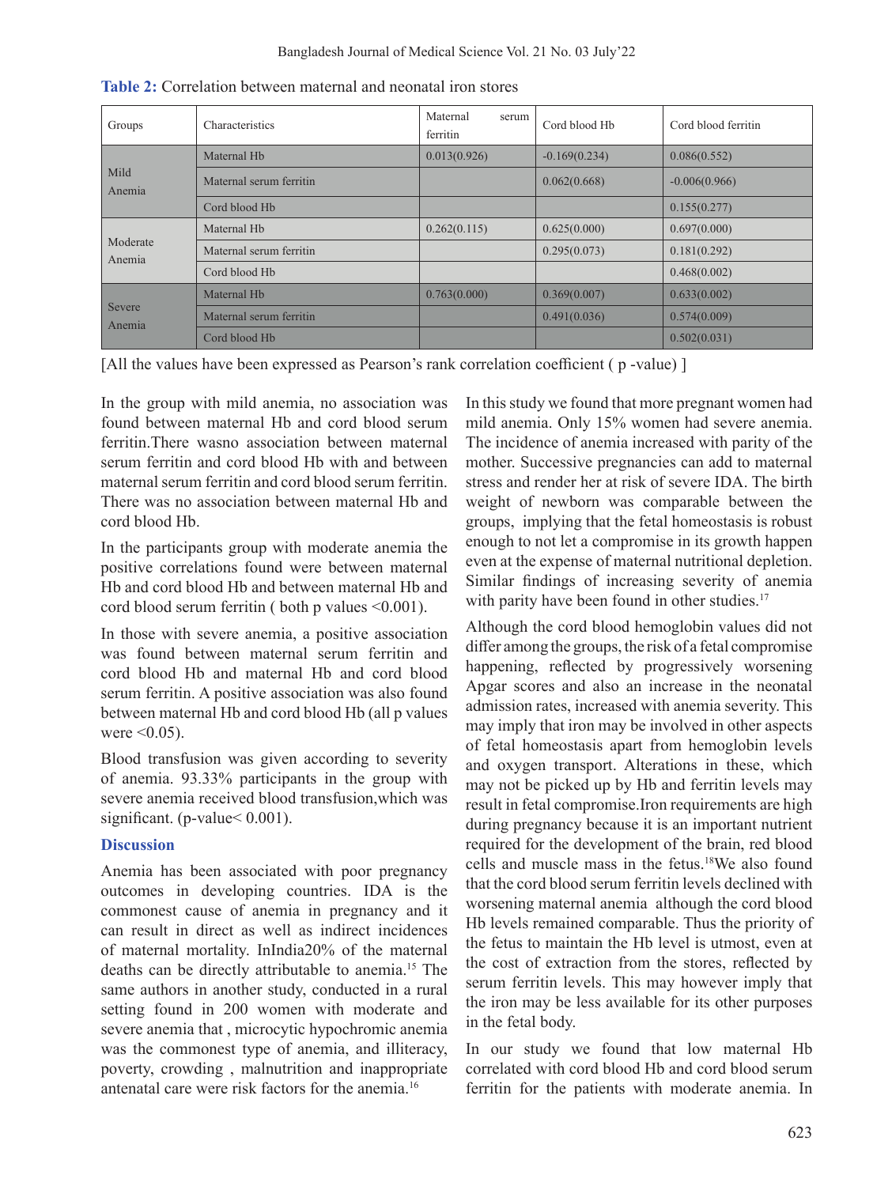**Table 2:** Correlation between maternal and neonatal iron stores

| Groups | Characteristics | Maternal serum ferritin | Cord blood Hb | Cord blood ferritin |
|---|---|---|---|---|
| Mild Anemia | Maternal Hb | 0.013(0.926) | -0.169(0.234) | 0.086(0.552) |
| | Maternal serum ferritin | | 0.062(0.668) | -0.006(0.966) |
| | Cord blood Hb | | | 0.155(0.277) |
| Moderate Anemia | Maternal Hb | 0.262(0.115) | 0.625(0.000) | 0.697(0.000) |
| | Maternal serum ferritin | | 0.295(0.073) | 0.181(0.292) |
| | Cord blood Hb | | | 0.468(0.002) |
| Severe Anemia | Maternal Hb | 0.763(0.000) | 0.369(0.007) | 0.633(0.002) |
| | Maternal serum ferritin | | 0.491(0.036) | 0.574(0.009) |
| | Cord blood Hb | | | 0.502(0.031) |

[All the values have been expressed as Pearson's rank correlation coefficient ( p -value) ]

In the group with mild anemia, no association was found between maternal Hb and cord blood serum ferritin.There wasno association between maternal serum ferritin and cord blood Hb with and between maternal serum ferritin and cord blood serum ferritin. There was no association between maternal Hb and cord blood Hb.

In the participants group with moderate anemia the positive correlations found were between maternal Hb and cord blood Hb and between maternal Hb and cord blood serum ferritin ( both p values <0.001).

In those with severe anemia, a positive association was found between maternal serum ferritin and cord blood Hb and maternal Hb and cord blood serum ferritin. A positive association was also found between maternal Hb and cord blood Hb (all p values were <0.05).

Blood transfusion was given according to severity of anemia. 93.33% participants in the group with severe anemia received blood transfusion,which was significant. (p-value< 0.001).

## Discussion

Anemia has been associated with poor pregnancy outcomes in developing countries. IDA is the commonest cause of anemia in pregnancy and it can result in direct as well as indirect incidences of maternal mortality. InIndia20% of the maternal deaths can be directly attributable to anemia.[15] The same authors in another study, conducted in a rural setting found in 200 women with moderate and severe anemia that , microcytic hypochromic anemia was the commonest type of anemia, and illiteracy, poverty, crowding , malnutrition and inappropriate antenatal care were risk factors for the anemia.[16]

In this study we found that more pregnant women had mild anemia. Only 15% women had severe anemia. The incidence of anemia increased with parity of the mother. Successive pregnancies can add to maternal stress and render her at risk of severe IDA. The birth weight of newborn was comparable between the groups, implying that the fetal homeostasis is robust enough to not let a compromise in its growth happen even at the expense of maternal nutritional depletion. Similar findings of increasing severity of anemia with parity have been found in other studies.[17]

Although the cord blood hemoglobin values did not differ among the groups, the risk of a fetal compromise happening, reflected by progressively worsening Apgar scores and also an increase in the neonatal admission rates, increased with anemia severity. This may imply that iron may be involved in other aspects of fetal homeostasis apart from hemoglobin levels and oxygen transport. Alterations in these, which may not be picked up by Hb and ferritin levels may result in fetal compromise.Iron requirements are high during pregnancy because it is an important nutrient required for the development of the brain, red blood cells and muscle mass in the fetus.[18]We also found that the cord blood serum ferritin levels declined with worsening maternal anemia although the cord blood Hb levels remained comparable. Thus the priority of the fetus to maintain the Hb level is utmost, even at the cost of extraction from the stores, reflected by serum ferritin levels. This may however imply that the iron may be less available for its other purposes in the fetal body.

In our study we found that low maternal Hb correlated with cord blood Hb and cord blood serum ferritin for the patients with moderate anemia. In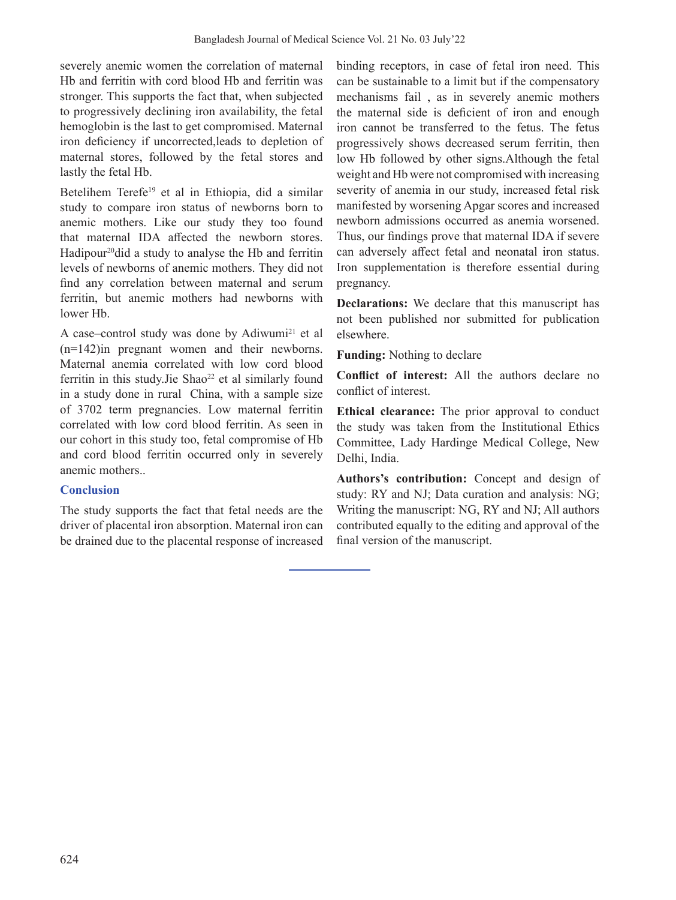severely anemic women the correlation of maternal Hb and ferritin with cord blood Hb and ferritin was stronger. This supports the fact that, when subjected to progressively declining iron availability, the fetal hemoglobin is the last to get compromised. Maternal iron deficiency if uncorrected,leads to depletion of maternal stores, followed by the fetal stores and lastly the fetal Hb.

Betelihem Terefe[19] et al in Ethiopia, did a similar study to compare iron status of newborns born to anemic mothers. Like our study they too found that maternal IDA affected the newborn stores. Hadipour[20]did a study to analyse the Hb and ferritin levels of newborns of anemic mothers. They did not find any correlation between maternal and serum ferritin, but anemic mothers had newborns with lower Hb.

A case–control study was done by Adiwumi[21] et al (n=142)in pregnant women and their newborns. Maternal anemia correlated with low cord blood ferritin in this study.Jie Shao[22] et al similarly found in a study done in rural China, with a sample size of 3702 term pregnancies. Low maternal ferritin correlated with low cord blood ferritin. As seen in our cohort in this study too, fetal compromise of Hb and cord blood ferritin occurred only in severely anemic mothers..

## Conclusion

The study supports the fact that fetal needs are the driver of placental iron absorption. Maternal iron can be drained due to the placental response of increased binding receptors, in case of fetal iron need. This can be sustainable to a limit but if the compensatory mechanisms fail , as in severely anemic mothers the maternal side is deficient of iron and enough iron cannot be transferred to the fetus. The fetus progressively shows decreased serum ferritin, then low Hb followed by other signs.Although the fetal weight and Hb were not compromised with increasing severity of anemia in our study, increased fetal risk manifested by worsening Apgar scores and increased newborn admissions occurred as anemia worsened. Thus, our findings prove that maternal IDA if severe can adversely affect fetal and neonatal iron status. Iron supplementation is therefore essential during pregnancy.

**Declarations:** We declare that this manuscript has not been published nor submitted for publication elsewhere.

**Funding:** Nothing to declare

**Conflict of interest:** All the authors declare no conflict of interest.

**Ethical clearance:** The prior approval to conduct the study was taken from the Institutional Ethics Committee, Lady Hardinge Medical College, New Delhi, India.

**Authors's contribution:** Concept and design of study: RY and NJ; Data curation and analysis: NG; Writing the manuscript: NG, RY and NJ; All authors contributed equally to the editing and approval of the final version of the manuscript.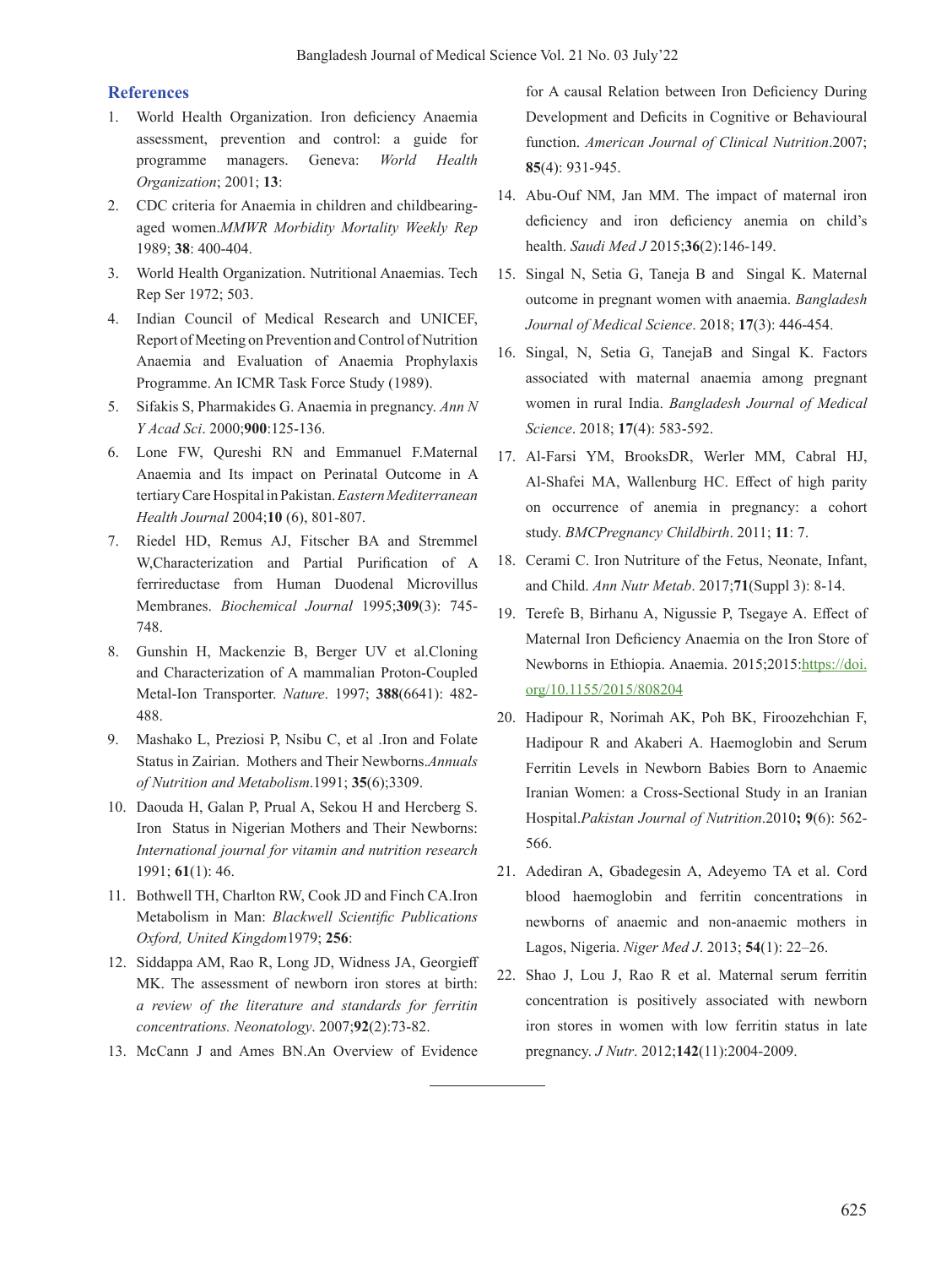## References

1. World Health Organization. Iron deficiency Anaemia assessment, prevention and control: a guide for programme managers. Geneva: *World Health Organization*; 2001; **13**:
2. CDC criteria for Anaemia in children and childbearing-aged women.*MMWR Morbidity Mortality Weekly Rep* 1989; **38**: 400-404.
3. World Health Organization. Nutritional Anaemias. Tech Rep Ser 1972; 503.
4. Indian Council of Medical Research and UNICEF, Report of Meeting on Prevention and Control of Nutrition Anaemia and Evaluation of Anaemia Prophylaxis Programme. An ICMR Task Force Study (1989).
5. Sifakis S, Pharmakides G. Anaemia in pregnancy. *Ann N Y Acad Sci*. 2000;**900**:125-136.
6. Lone FW, Qureshi RN and Emmanuel F.Maternal Anaemia and Its impact on Perinatal Outcome in A tertiary Care Hospital in Pakistan. *Eastern Mediterranean Health Journal* 2004;**10** (6), 801-807.
7. Riedel HD, Remus AJ, Fitscher BA and Stremmel W,Characterization and Partial Purification of A ferrireductase from Human Duodenal Microvillus Membranes. *Biochemical Journal* 1995;**309**(3): 745-748.
8. Gunshin H, Mackenzie B, Berger UV et al.Cloning and Characterization of A mammalian Proton-Coupled Metal-Ion Transporter. *Nature*. 1997; **388**(6641): 482-488.
9. Mashako L, Preziosi P, Nsibu C, et al .Iron and Folate Status in Zairian. Mothers and Their Newborns.*Annuals of Nutrition and Metabolism*.1991; **35**(6);3309.
10. Daouda H, Galan P, Prual A, Sekou H and Hercberg S. Iron Status in Nigerian Mothers and Their Newborns: *International journal for vitamin and nutrition research* 1991; **61**(1): 46.
11. Bothwell TH, Charlton RW, Cook JD and Finch CA.Iron Metabolism in Man: *Blackwell Scientific Publications Oxford, United Kingdom*1979; **256**:
12. Siddappa AM, Rao R, Long JD, Widness JA, Georgieff MK. The assessment of newborn iron stores at birth: *a review of the literature and standards for ferritin concentrations. Neonatology*. 2007;**92**(2):73-82.
13. McCann J and Ames BN.An Overview of Evidence for A causal Relation between Iron Deficiency During Development and Deficits in Cognitive or Behavioural function. *American Journal of Clinical Nutrition*.2007; **85**(4): 931-945.
14. Abu-Ouf NM, Jan MM. The impact of maternal iron deficiency and iron deficiency anemia on child's health. *Saudi Med J* 2015;**36**(2):146-149.
15. Singal N, Setia G, Taneja B and Singal K. Maternal outcome in pregnant women with anaemia. *Bangladesh Journal of Medical Science*. 2018; **17**(3): 446-454.
16. Singal, N, Setia G, TanejaB and Singal K. Factors associated with maternal anaemia among pregnant women in rural India. *Bangladesh Journal of Medical Science*. 2018; **17**(4): 583-592.
17. Al-Farsi YM, BrooksDR, Werler MM, Cabral HJ, Al-Shafei MA, Wallenburg HC. Effect of high parity on occurrence of anemia in pregnancy: a cohort study. *BMCPregnancy Childbirth*. 2011; **11**: 7.
18. Cerami C. Iron Nutriture of the Fetus, Neonate, Infant, and Child. *Ann Nutr Metab*. 2017;**71**(Suppl 3): 8-14.
19. Terefe B, Birhanu A, Nigussie P, Tsegaye A. Effect of Maternal Iron Deficiency Anaemia on the Iron Store of Newborns in Ethiopia. Anaemia. 2015;2015:https://doi.org/10.1155/2015/808204
20. Hadipour R, Norimah AK, Poh BK, Firoozehchian F, Hadipour R and Akaberi A. Haemoglobin and Serum Ferritin Levels in Newborn Babies Born to Anaemic Iranian Women: a Cross-Sectional Study in an Iranian Hospital.*Pakistan Journal of Nutrition*.2010**;** **9**(6): 562-566.
21. Adediran A, Gbadegesin A, Adeyemo TA et al. Cord blood haemoglobin and ferritin concentrations in newborns of anaemic and non-anaemic mothers in Lagos, Nigeria. *Niger Med J*. 2013; **54**(1): 22–26.
22. Shao J, Lou J, Rao R et al. Maternal serum ferritin concentration is positively associated with newborn iron stores in women with low ferritin status in late pregnancy. *J Nutr*. 2012;**142**(11):2004-2009.